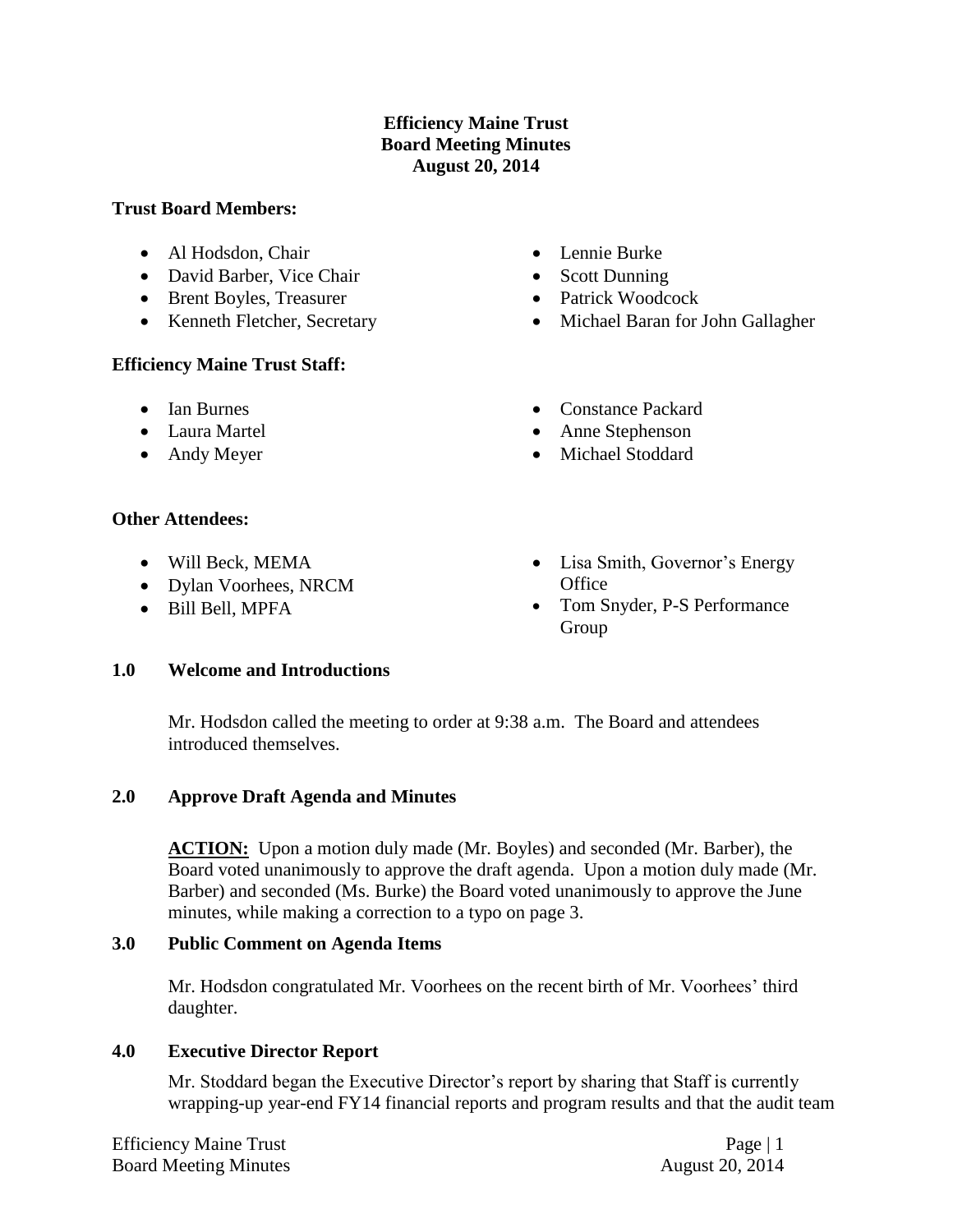**Efficiency Maine Trust**
**Board Meeting Minutes**
**August 20, 2014**

**Trust Board Members:**

- Al Hodsdon, Chair
- David Barber, Vice Chair
- Brent Boyles, Treasurer
- Kenneth Fletcher, Secretary
- Lennie Burke
- Scott Dunning
- Patrick Woodcock
- Michael Baran for John Gallagher

**Efficiency Maine Trust Staff:**

- Ian Burnes
- Laura Martel
- Andy Meyer
- Constance Packard
- Anne Stephenson
- Michael Stoddard

**Other Attendees:**

- Will Beck, MEMA
- Dylan Voorhees, NRCM
- Bill Bell, MPFA
- Lisa Smith, Governor's Energy Office
- Tom Snyder, P-S Performance Group

## 1.0 Welcome and Introductions

Mr. Hodsdon called the meeting to order at 9:38 a.m. The Board and attendees introduced themselves.

## 2.0 Approve Draft Agenda and Minutes

**ACTION:** Upon a motion duly made (Mr. Boyles) and seconded (Mr. Barber), the Board voted unanimously to approve the draft agenda. Upon a motion duly made (Mr. Barber) and seconded (Ms. Burke) the Board voted unanimously to approve the June minutes, while making a correction to a typo on page 3.

## 3.0 Public Comment on Agenda Items

Mr. Hodsdon congratulated Mr. Voorhees on the recent birth of Mr. Voorhees' third daughter.

## 4.0 Executive Director Report

Mr. Stoddard began the Executive Director's report by sharing that Staff is currently wrapping-up year-end FY14 financial reports and program results and that the audit team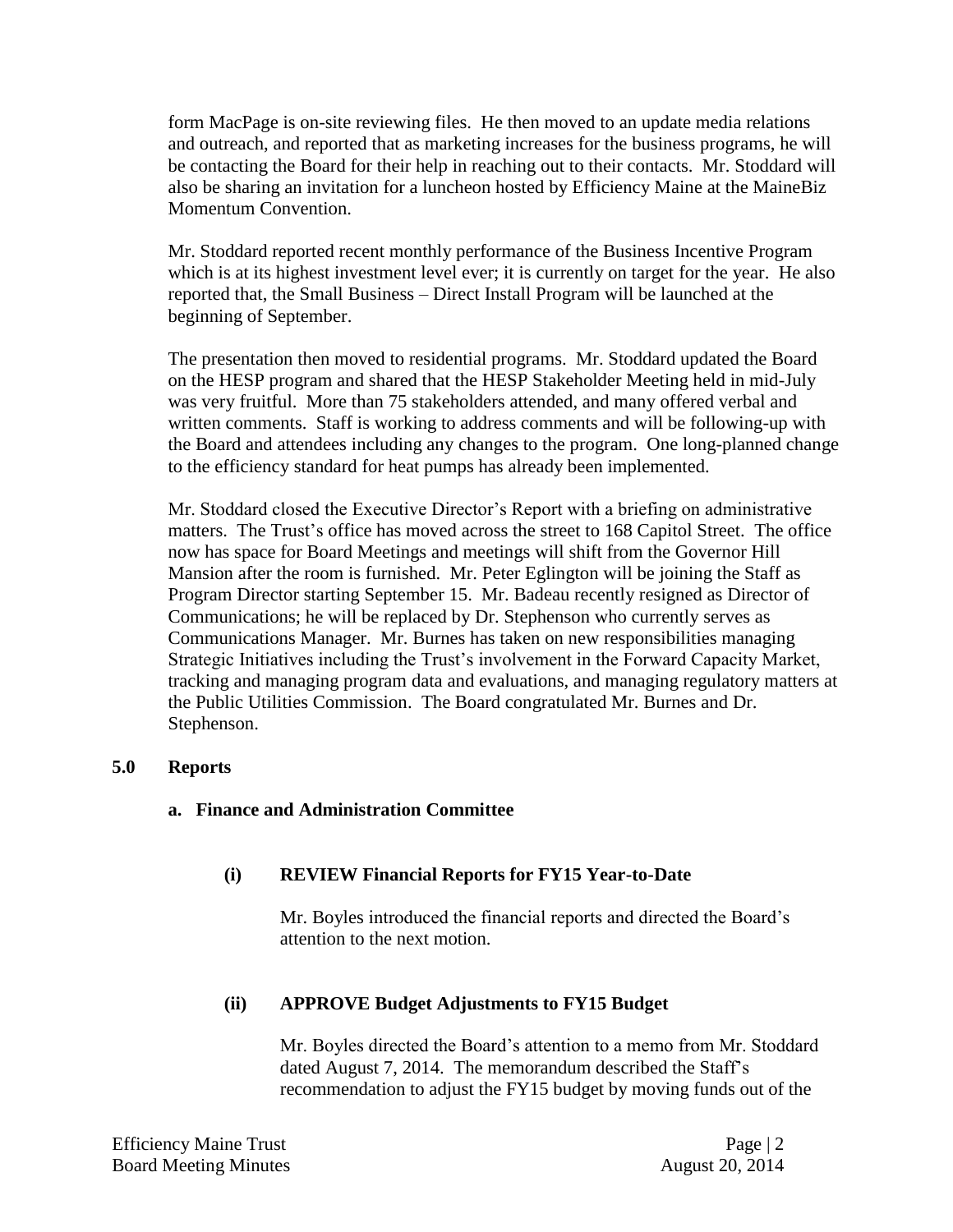form MacPage is on-site reviewing files. He then moved to an update media relations and outreach, and reported that as marketing increases for the business programs, he will be contacting the Board for their help in reaching out to their contacts. Mr. Stoddard will also be sharing an invitation for a luncheon hosted by Efficiency Maine at the MaineBiz Momentum Convention.

Mr. Stoddard reported recent monthly performance of the Business Incentive Program which is at its highest investment level ever; it is currently on target for the year. He also reported that, the Small Business – Direct Install Program will be launched at the beginning of September.

The presentation then moved to residential programs. Mr. Stoddard updated the Board on the HESP program and shared that the HESP Stakeholder Meeting held in mid-July was very fruitful. More than 75 stakeholders attended, and many offered verbal and written comments. Staff is working to address comments and will be following-up with the Board and attendees including any changes to the program. One long-planned change to the efficiency standard for heat pumps has already been implemented.

Mr. Stoddard closed the Executive Director's Report with a briefing on administrative matters. The Trust's office has moved across the street to 168 Capitol Street. The office now has space for Board Meetings and meetings will shift from the Governor Hill Mansion after the room is furnished. Mr. Peter Eglington will be joining the Staff as Program Director starting September 15. Mr. Badeau recently resigned as Director of Communications; he will be replaced by Dr. Stephenson who currently serves as Communications Manager. Mr. Burnes has taken on new responsibilities managing Strategic Initiatives including the Trust's involvement in the Forward Capacity Market, tracking and managing program data and evaluations, and managing regulatory matters at the Public Utilities Commission. The Board congratulated Mr. Burnes and Dr. Stephenson.

## 5.0 Reports

### a. Finance and Administration Committee

#### (i) REVIEW Financial Reports for FY15 Year-to-Date

Mr. Boyles introduced the financial reports and directed the Board's attention to the next motion.

#### (ii) APPROVE Budget Adjustments to FY15 Budget

Mr. Boyles directed the Board's attention to a memo from Mr. Stoddard dated August 7, 2014. The memorandum described the Staff's recommendation to adjust the FY15 budget by moving funds out of the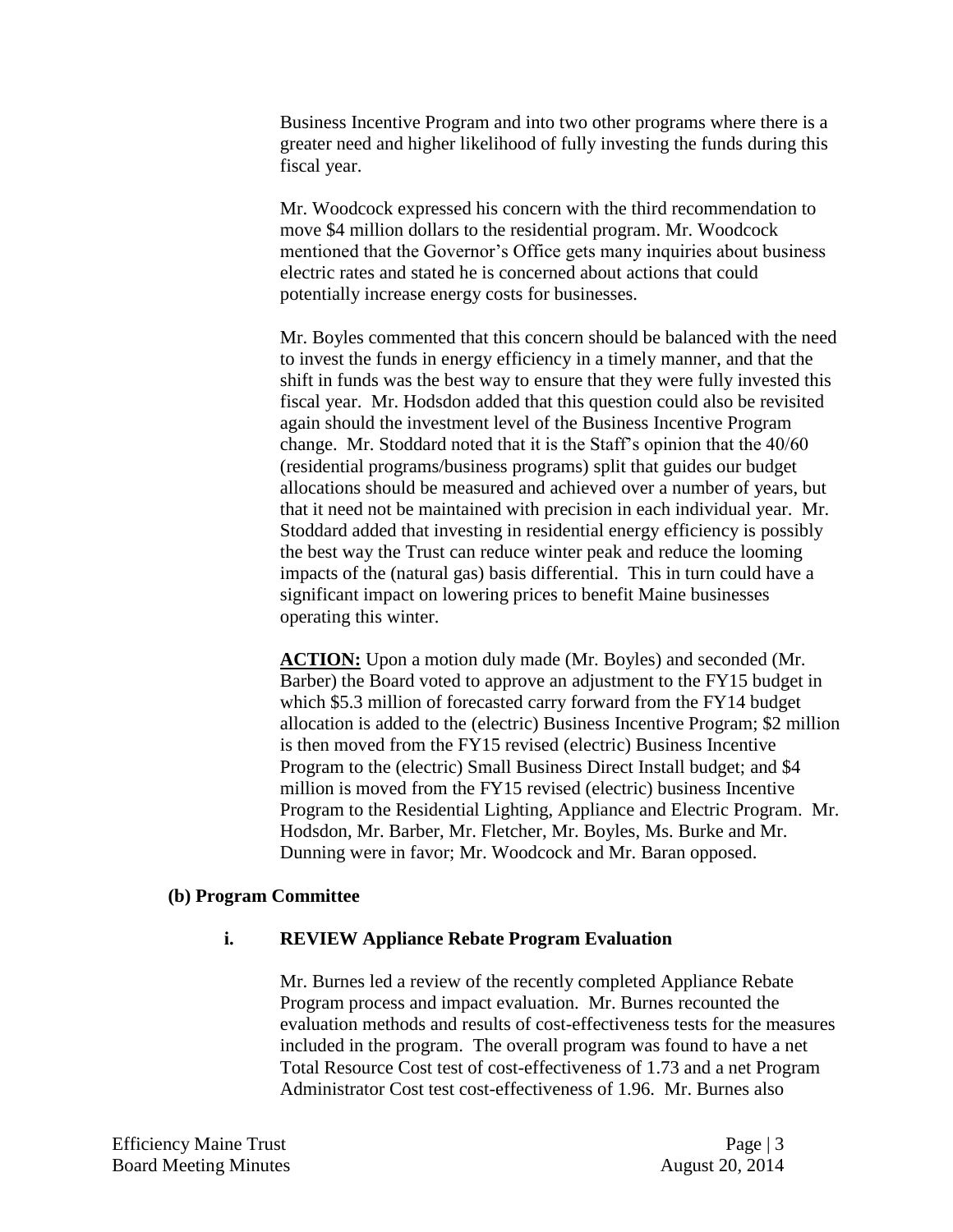Business Incentive Program and into two other programs where there is a greater need and higher likelihood of fully investing the funds during this fiscal year.

Mr. Woodcock expressed his concern with the third recommendation to move $4 million dollars to the residential program. Mr. Woodcock mentioned that the Governor's Office gets many inquiries about business electric rates and stated he is concerned about actions that could potentially increase energy costs for businesses.

Mr. Boyles commented that this concern should be balanced with the need to invest the funds in energy efficiency in a timely manner, and that the shift in funds was the best way to ensure that they were fully invested this fiscal year. Mr. Hodsdon added that this question could also be revisited again should the investment level of the Business Incentive Program change. Mr. Stoddard noted that it is the Staff's opinion that the 40/60 (residential programs/business programs) split that guides our budget allocations should be measured and achieved over a number of years, but that it need not be maintained with precision in each individual year. Mr. Stoddard added that investing in residential energy efficiency is possibly the best way the Trust can reduce winter peak and reduce the looming impacts of the (natural gas) basis differential. This in turn could have a significant impact on lowering prices to benefit Maine businesses operating this winter.

**ACTION:** Upon a motion duly made (Mr. Boyles) and seconded (Mr. Barber) the Board voted to approve an adjustment to the FY15 budget in which $5.3 million of forecasted carry forward from the FY14 budget allocation is added to the (electric) Business Incentive Program; $2 million is then moved from the FY15 revised (electric) Business Incentive Program to the (electric) Small Business Direct Install budget; and $4 million is moved from the FY15 revised (electric) business Incentive Program to the Residential Lighting, Appliance and Electric Program. Mr. Hodsdon, Mr. Barber, Mr. Fletcher, Mr. Boyles, Ms. Burke and Mr. Dunning were in favor; Mr. Woodcock and Mr. Baran opposed.

### (b) Program Committee

#### i. REVIEW Appliance Rebate Program Evaluation

Mr. Burnes led a review of the recently completed Appliance Rebate Program process and impact evaluation. Mr. Burnes recounted the evaluation methods and results of cost-effectiveness tests for the measures included in the program. The overall program was found to have a net Total Resource Cost test of cost-effectiveness of 1.73 and a net Program Administrator Cost test cost-effectiveness of 1.96. Mr. Burnes also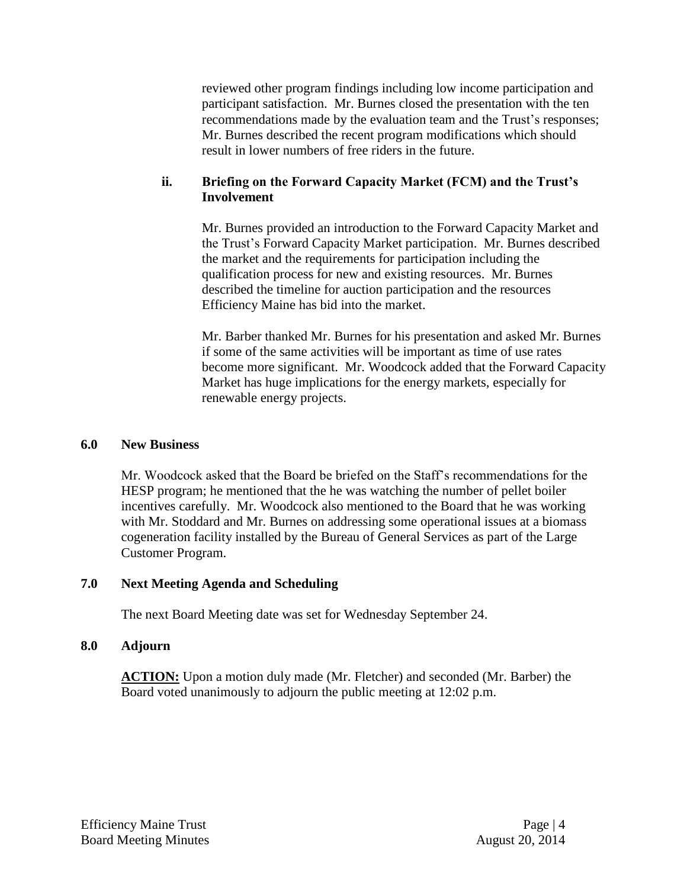reviewed other program findings including low income participation and participant satisfaction. Mr. Burnes closed the presentation with the ten recommendations made by the evaluation team and the Trust's responses; Mr. Burnes described the recent program modifications which should result in lower numbers of free riders in the future.

### ii. Briefing on the Forward Capacity Market (FCM) and the Trust's Involvement

Mr. Burnes provided an introduction to the Forward Capacity Market and the Trust's Forward Capacity Market participation. Mr. Burnes described the market and the requirements for participation including the qualification process for new and existing resources. Mr. Burnes described the timeline for auction participation and the resources Efficiency Maine has bid into the market.

Mr. Barber thanked Mr. Burnes for his presentation and asked Mr. Burnes if some of the same activities will be important as time of use rates become more significant. Mr. Woodcock added that the Forward Capacity Market has huge implications for the energy markets, especially for renewable energy projects.

## 6.0 New Business

Mr. Woodcock asked that the Board be briefed on the Staff's recommendations for the HESP program; he mentioned that the he was watching the number of pellet boiler incentives carefully. Mr. Woodcock also mentioned to the Board that he was working with Mr. Stoddard and Mr. Burnes on addressing some operational issues at a biomass cogeneration facility installed by the Bureau of General Services as part of the Large Customer Program.

## 7.0 Next Meeting Agenda and Scheduling

The next Board Meeting date was set for Wednesday September 24.

## 8.0 Adjourn

**ACTION:** Upon a motion duly made (Mr. Fletcher) and seconded (Mr. Barber) the Board voted unanimously to adjourn the public meeting at 12:02 p.m.